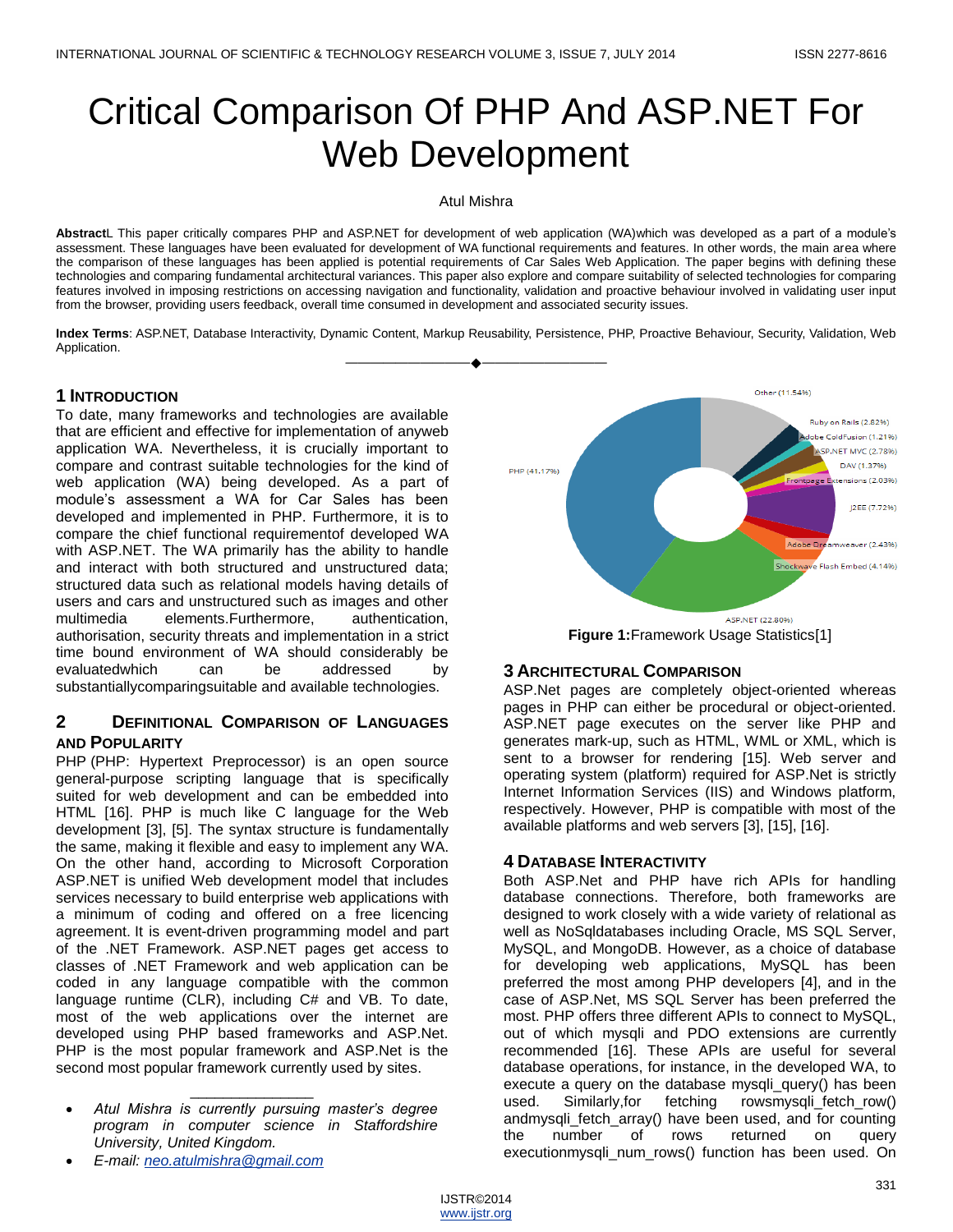# Critical Comparison Of PHP And ASP.NET For Web Development

Atul Mishra

**Abstract**L This paper critically compares PHP and ASP.NET for development of web application (WA)which was developed as a part of a module's assessment. These languages have been evaluated for development of WA functional requirements and features. In other words, the main area where the comparison of these languages has been applied is potential requirements of Car Sales Web Application. The paper begins with defining these technologies and comparing fundamental architectural variances. This paper also explore and compare suitability of selected technologies for comparing features involved in imposing restrictions on accessing navigation and functionality, validation and proactive behaviour involved in validating user input from the browser, providing users feedback, overall time consumed in development and associated security issues.

**Index Terms**: ASP.NET, Database Interactivity, Dynamic Content, Markup Reusability, Persistence, PHP, Proactive Behaviour, Security, Validation, Web Application.

## 1 Introduction

To date, many frameworks and technologies are available that are efficient and effective for implementation of anyweb application WA. Nevertheless, it is crucially important to compare and contrast suitable technologies for the kind of web application (WA) being developed. As a part of module's assessment a WA for Car Sales has been developed and implemented in PHP. Furthermore, it is to compare the chief functional requirementof developed WA with ASP.NET. The WA primarily has the ability to handle and interact with both structured and unstructured data; structured data such as relational models having details of users and cars and unstructured such as images and other multimedia elements.Furthermore, authentication, authorisation, security threats and implementation in a strict time bound environment of WA should considerably be evaluatedwhich can be addressed by substantiallycomparingsuitable and available technologies.

## 2 Definitional Comparison of Languages and Popularity

PHP (PHP: Hypertext Preprocessor) is an open source general-purpose scripting language that is specifically suited for web development and can be embedded into HTML [16]. PHP is much like C language for the Web development [3], [5]. The syntax structure is fundamentally the same, making it flexible and easy to implement any WA. On the other hand, according to Microsoft Corporation ASP.NET is unified Web development model that includes services necessary to build enterprise web applications with a minimum of coding and offered on a free licencing agreement. It is event-driven programming model and part of the .NET Framework. ASP.NET pages get access to classes of .NET Framework and web application can be coded in any language compatible with the common language runtime (CLR), including C# and VB. To date, most of the web applications over the internet are developed using PHP based frameworks and ASP.Net. PHP is the most popular framework and ASP.Net is the second most popular framework currently used by sites.

- *Atul Mishra is currently pursuing master's degree program in computer science in Staffordshire University, United Kingdom.*
- *E-mail: neo.atulmishra@gmail.com*

PHP (41.17%), Other (11.54%), Ruby on Rails (2.82%), Adobe ColdFusion (1.21%), ASP.NET MVC (2.78%), DAV (1.37%), Frontpage Extensions (2.03%), J2EE (7.72%), Adobe Dreamweaver (2.43%), Shockwave Flash Embed (4.14%), ASP.NET (22.80%)

**Figure 1:**Framework Usage Statistics[1]

## 3 Architectural Comparison

ASP.Net pages are completely object-oriented whereas pages in PHP can either be procedural or object-oriented. ASP.NET page executes on the server like PHP and generates mark-up, such as HTML, WML or XML, which is sent to a browser for rendering [15]. Web server and operating system (platform) required for ASP.Net is strictly Internet Information Services (IIS) and Windows platform, respectively. However, PHP is compatible with most of the available platforms and web servers [3], [15], [16].

## 4 Database Interactivity

Both ASP.Net and PHP have rich APIs for handling database connections. Therefore, both frameworks are designed to work closely with a wide variety of relational as well as NoSqldatabases including Oracle, MS SQL Server, MySQL, and MongoDB. However, as a choice of database for developing web applications, MySQL has been preferred the most among PHP developers [4], and in the case of ASP.Net, MS SQL Server has been preferred the most. PHP offers three different APIs to connect to MySQL, out of which mysqli and PDO extensions are currently recommended [16]. These APIs are useful for several database operations, for instance, in the developed WA, to execute a query on the database mysqli_query() has been used. Similarly,for fetching rowsmysqli_fetch_row() andmysqli_fetch_array() have been used, and for counting the number of rows returned on query executionmysqli_num_rows() function has been used. On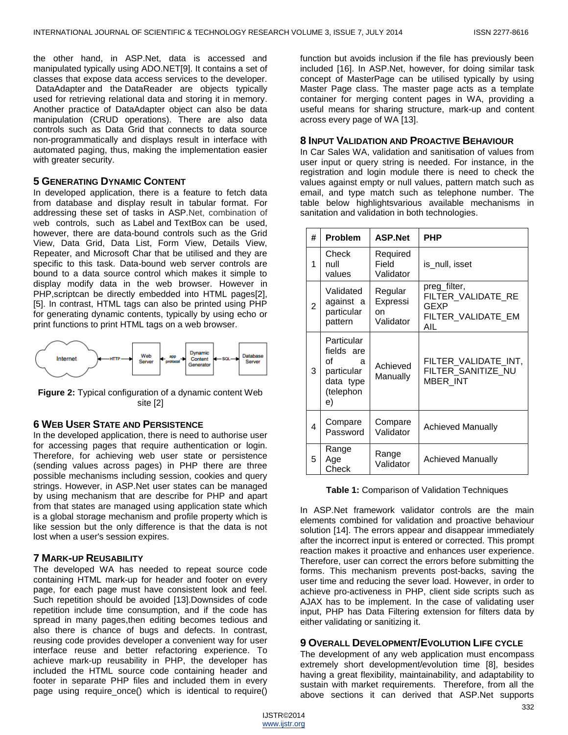the other hand, in ASP.Net, data is accessed and manipulated typically using ADO.NET[9]. It contains a set of classes that expose data access services to the developer. DataAdapter and the DataReader are objects typically used for retrieving relational data and storing it in memory. Another practice of DataAdapter object can also be data manipulation (CRUD operations). There are also data controls such as Data Grid that connects to data source non-programmatically and displays result in interface with automated paging, thus, making the implementation easier with greater security.

## 5 Generating Dynamic Content

In developed application, there is a feature to fetch data from database and display result in tabular format. For addressing these set of tasks in ASP.Net, combination of web controls, such as Label and TextBox can be used, however, there are data-bound controls such as the Grid View, Data Grid, Data List, Form View, Details View, Repeater, and Microsoft Char that be utilised and they are specific to this task. Data-bound web server controls are bound to a data source control which makes it simple to display modify data in the web browser. However in PHP,scriptcan be directly embedded into HTML pages[2], [5]. In contrast, HTML tags can also be printed using PHP for generating dynamic contents, typically by using echo or print functions to print HTML tags on a web browser.

Internet ←HTTP→ Web Server ←app protocol→ Dynamic Content Generator ←SQL→ Database Server

**Figure 2:** Typical configuration of a dynamic content Web site [2]

## 6 Web User State and Persistence

In the developed application, there is need to authorise user for accessing pages that require authentication or login. Therefore, for achieving web user state or persistence (sending values across pages) in PHP there are three possible mechanisms including session, cookies and query strings. However, in ASP.Net user states can be managed by using mechanism that are describe for PHP and apart from that states are managed using application state which is a global storage mechanism and profile property which is like session but the only difference is that the data is not lost when a user's session expires.

## 7 Mark-up Reusability

The developed WA has needed to repeat source code containing HTML mark-up for header and footer on every page, for each page must have consistent look and feel. Such repetition should be avoided [13].Downsides of code repetition include time consumption, and if the code has spread in many pages,then editing becomes tedious and also there is chance of bugs and defects. In contrast, reusing code provides developer a convenient way for user interface reuse and better refactoring experience. To achieve mark-up reusability in PHP, the developer has included the HTML source code containing header and footer in separate PHP files and included them in every page using require_once() which is identical to require() function but avoids inclusion if the file has previously been included [16]. In ASP.Net, however, for doing similar task concept of MasterPage can be utilised typically by using Master Page class. The master page acts as a template container for merging content pages in WA, providing a useful means for sharing structure, mark-up and content across every page of WA [13].

## 8 Input Validation and Proactive Behaviour

In Car Sales WA, validation and sanitisation of values from user input or query string is needed. For instance, in the registration and login module there is need to check the values against empty or null values, pattern match such as email, and type match such as telephone number. The table below highlightsvarious available mechanisms in sanitation and validation in both technologies.

| # | Problem | ASP.Net | PHP |
|---|---|---|---|
| 1 | Check null values | Required Field Validator | is_null, isset |
| 2 | Validated against a particular pattern | Regular Expression Validator | preg_filter, FILTER_VALIDATE_REGEXP FILTER_VALIDATE_EMAIL |
| 3 | Particular fields are of a particular data type (telephone) | Achieved Manually | FILTER_VALIDATE_INT, FILTER_SANITIZE_NUMBER_INT |
| 4 | Compare Password | Compare Validator | Achieved Manually |
| 5 | Range Age Check | Range Validator | Achieved Manually |

**Table 1:** Comparison of Validation Techniques

In ASP.Net framework validator controls are the main elements combined for validation and proactive behaviour solution [14]. The errors appear and disappear immediately after the incorrect input is entered or corrected. This prompt reaction makes it proactive and enhances user experience. Therefore, user can correct the errors before submitting the forms. This mechanism prevents post-backs, saving the user time and reducing the sever load. However, in order to achieve pro-activeness in PHP, client side scripts such as AJAX has to be implement. In the case of validating user input, PHP has Data Filtering extension for filters data by either validating or sanitizing it.

## 9 Overall Development/Evolution Life cycle

The development of any web application must encompass extremely short development/evolution time [8], besides having a great flexibility, maintainability, and adaptability to sustain with market requirements. Therefore, from all the above sections it can derived that ASP.Net supports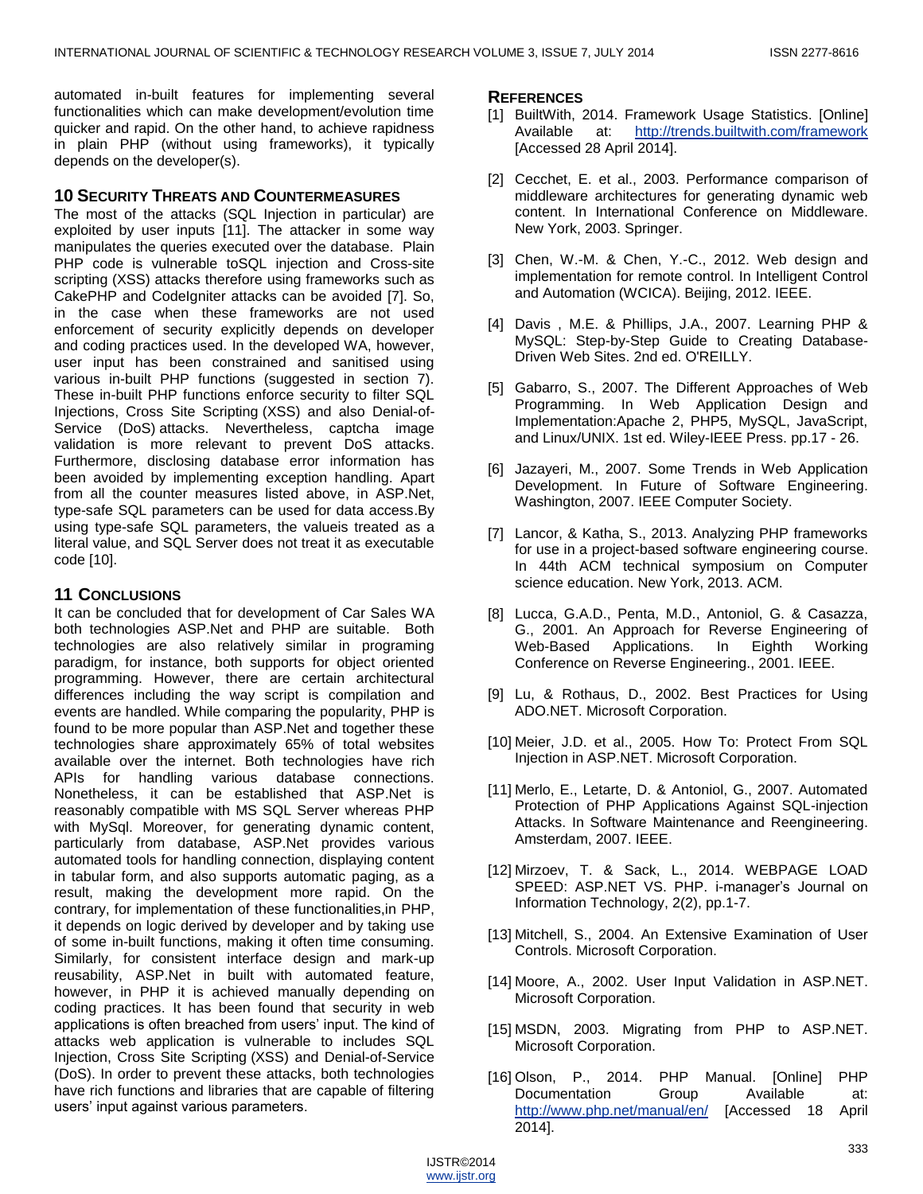automated in-built features for implementing several functionalities which can make development/evolution time quicker and rapid. On the other hand, to achieve rapidness in plain PHP (without using frameworks), it typically depends on the developer(s).

## 10 Security Threats and Countermeasures

The most of the attacks (SQL Injection in particular) are exploited by user inputs [11]. The attacker in some way manipulates the queries executed over the database. Plain PHP code is vulnerable toSQL injection and Cross-site scripting (XSS) attacks therefore using frameworks such as CakePHP and CodeIgniter attacks can be avoided [7]. So, in the case when these frameworks are not used enforcement of security explicitly depends on developer and coding practices used. In the developed WA, however, user input has been constrained and sanitised using various in-built PHP functions (suggested in section 7). These in-built PHP functions enforce security to filter SQL Injections, Cross Site Scripting (XSS) and also Denial-of-Service (DoS) attacks. Nevertheless, captcha image validation is more relevant to prevent DoS attacks. Furthermore, disclosing database error information has been avoided by implementing exception handling. Apart from all the counter measures listed above, in ASP.Net, type-safe SQL parameters can be used for data access.By using type-safe SQL parameters, the valueis treated as a literal value, and SQL Server does not treat it as executable code [10].

## 11 Conclusions

It can be concluded that for development of Car Sales WA both technologies ASP.Net and PHP are suitable. Both technologies are also relatively similar in programing paradigm, for instance, both supports for object oriented programming. However, there are certain architectural differences including the way script is compilation and events are handled. While comparing the popularity, PHP is found to be more popular than ASP.Net and together these technologies share approximately 65% of total websites available over the internet. Both technologies have rich APIs for handling various database connections. Nonetheless, it can be established that ASP.Net is reasonably compatible with MS SQL Server whereas PHP with MySql. Moreover, for generating dynamic content, particularly from database, ASP.Net provides various automated tools for handling connection, displaying content in tabular form, and also supports automatic paging, as a result, making the development more rapid. On the contrary, for implementation of these functionalities,in PHP, it depends on logic derived by developer and by taking use of some in-built functions, making it often time consuming. Similarly, for consistent interface design and mark-up reusability, ASP.Net in built with automated feature, however, in PHP it is achieved manually depending on coding practices. It has been found that security in web applications is often breached from users' input. The kind of attacks web application is vulnerable to includes SQL Injection, Cross Site Scripting (XSS) and Denial-of-Service (DoS). In order to prevent these attacks, both technologies have rich functions and libraries that are capable of filtering users' input against various parameters.

## References

[1] BuiltWith, 2014. Framework Usage Statistics. [Online] Available at: http://trends.builtwith.com/framework [Accessed 28 April 2014].

[2] Cecchet, E. et al., 2003. Performance comparison of middleware architectures for generating dynamic web content. In International Conference on Middleware. New York, 2003. Springer.

[3] Chen, W.-M. & Chen, Y.-C., 2012. Web design and implementation for remote control. In Intelligent Control and Automation (WCICA). Beijing, 2012. IEEE.

[4] Davis , M.E. & Phillips, J.A., 2007. Learning PHP & MySQL: Step-by-Step Guide to Creating Database-Driven Web Sites. 2nd ed. O'REILLY.

[5] Gabarro, S., 2007. The Different Approaches of Web Programming. In Web Application Design and Implementation:Apache 2, PHP5, MySQL, JavaScript, and Linux/UNIX. 1st ed. Wiley-IEEE Press. pp.17 - 26.

[6] Jazayeri, M., 2007. Some Trends in Web Application Development. In Future of Software Engineering. Washington, 2007. IEEE Computer Society.

[7] Lancor, & Katha, S., 2013. Analyzing PHP frameworks for use in a project-based software engineering course. In 44th ACM technical symposium on Computer science education. New York, 2013. ACM.

[8] Lucca, G.A.D., Penta, M.D., Antoniol, G. & Casazza, G., 2001. An Approach for Reverse Engineering of Web-Based Applications. In Eighth Working Conference on Reverse Engineering., 2001. IEEE.

[9] Lu, & Rothaus, D., 2002. Best Practices for Using ADO.NET. Microsoft Corporation.

[10] Meier, J.D. et al., 2005. How To: Protect From SQL Injection in ASP.NET. Microsoft Corporation.

[11] Merlo, E., Letarte, D. & Antoniol, G., 2007. Automated Protection of PHP Applications Against SQL-injection Attacks. In Software Maintenance and Reengineering. Amsterdam, 2007. IEEE.

[12] Mirzoev, T. & Sack, L., 2014. WEBPAGE LOAD SPEED: ASP.NET VS. PHP. i-manager's Journal on Information Technology, 2(2), pp.1-7.

[13] Mitchell, S., 2004. An Extensive Examination of User Controls. Microsoft Corporation.

[14] Moore, A., 2002. User Input Validation in ASP.NET. Microsoft Corporation.

[15] MSDN, 2003. Migrating from PHP to ASP.NET. Microsoft Corporation.

[16] Olson, P., 2014. PHP Manual. [Online] PHP Documentation Group Available at: http://www.php.net/manual/en/ [Accessed 18 April 2014].